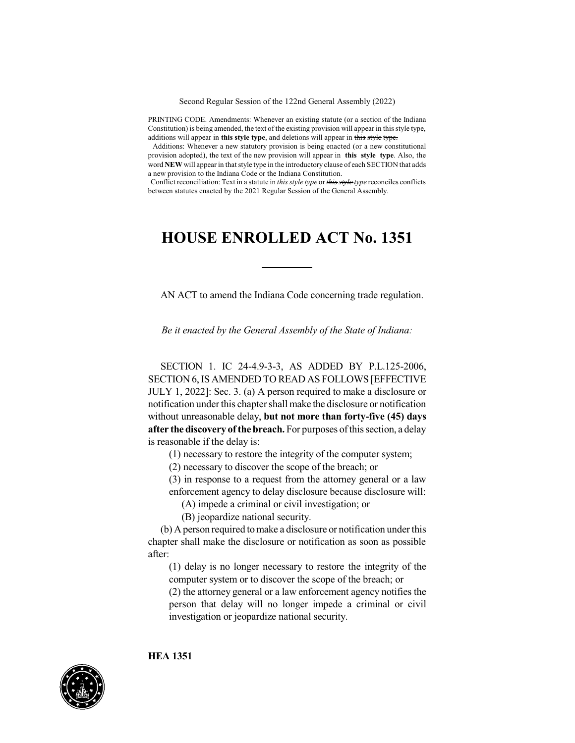Second Regular Session of the 122nd General Assembly (2022)

PRINTING CODE. Amendments: Whenever an existing statute (or a section of the Indiana Constitution) is being amended, the text of the existing provision will appear in this style type, additions will appear in **this style type**, and deletions will appear in ~~this style type.~~

Additions: Whenever a new statutory provision is being enacted (or a new constitutional provision adopted), the text of the new provision will appear in **this style type**. Also, the word **NEW** will appear in that style type in the introductory clause of each SECTION that adds a new provision to the Indiana Code or the Indiana Constitution.

Conflict reconciliation: Text in a statute in *this style type* or ~~*this style type*~~ reconciles conflicts between statutes enacted by the 2021 Regular Session of the General Assembly.

# HOUSE ENROLLED ACT No. 1351

AN ACT to amend the Indiana Code concerning trade regulation.

*Be it enacted by the General Assembly of the State of Indiana:*

SECTION 1. IC 24-4.9-3-3, AS ADDED BY P.L.125-2006, SECTION 6, IS AMENDED TO READ AS FOLLOWS [EFFECTIVE JULY 1, 2022]: Sec. 3. (a) A person required to make a disclosure or notification under this chapter shall make the disclosure or notification without unreasonable delay, **but not more than forty-five (45) days after the discovery of the breach.** For purposes of this section, a delay is reasonable if the delay is:

(1) necessary to restore the integrity of the computer system;

(2) necessary to discover the scope of the breach; or

(3) in response to a request from the attorney general or a law enforcement agency to delay disclosure because disclosure will:

(A) impede a criminal or civil investigation; or

(B) jeopardize national security.

(b) A person required to make a disclosure or notification under this chapter shall make the disclosure or notification as soon as possible after:

(1) delay is no longer necessary to restore the integrity of the computer system or to discover the scope of the breach; or

(2) the attorney general or a law enforcement agency notifies the person that delay will no longer impede a criminal or civil investigation or jeopardize national security.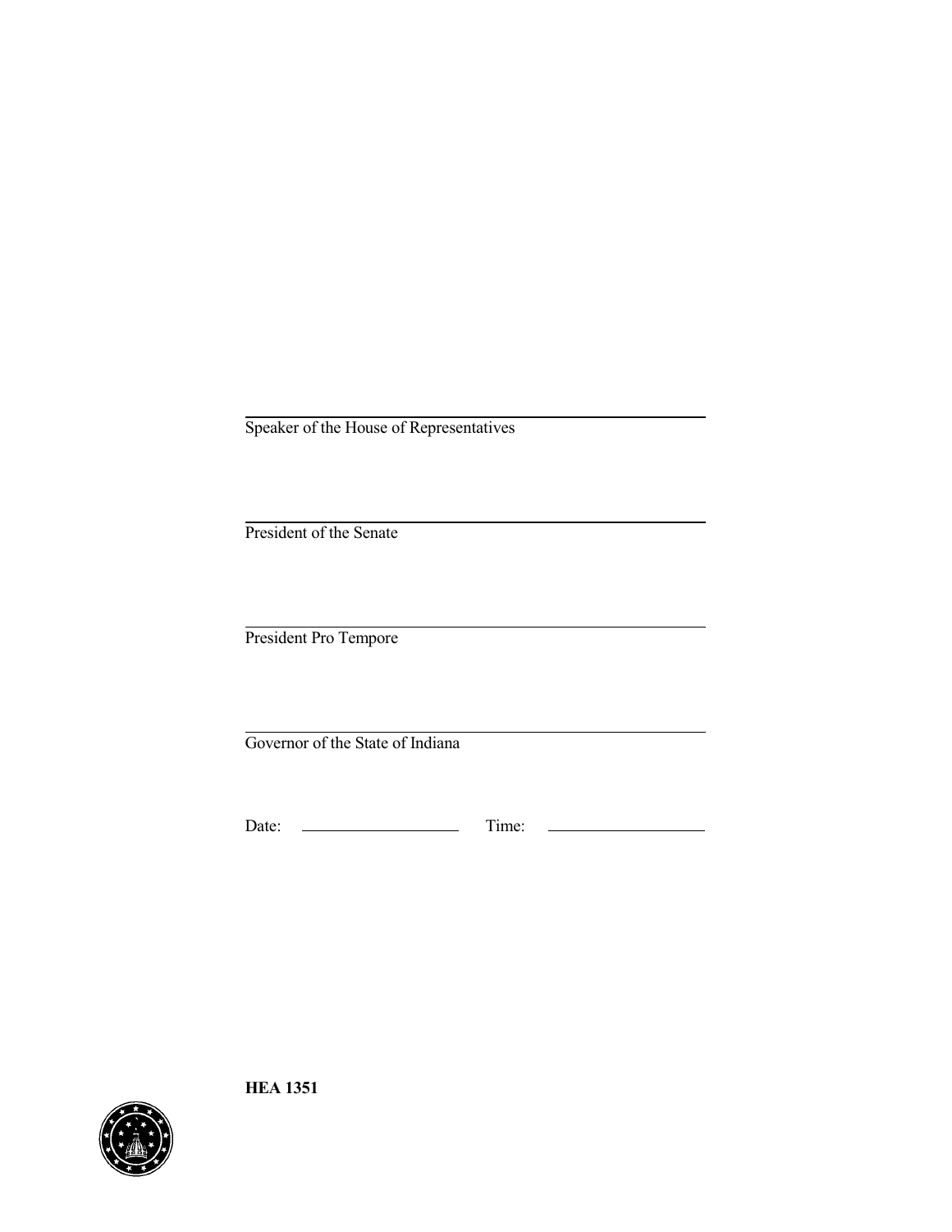\_\_\_\_\_\_\_\_\_\_\_\_\_\_\_\_\_\_\_\_\_\_\_\_\_\_\_\_\_\_\_\_\_\_\_\_\_\_\_\_

Speaker of the House of Representatives

\_\_\_\_\_\_\_\_\_\_\_\_\_\_\_\_\_\_\_\_\_\_\_\_\_\_\_\_\_\_\_\_\_\_\_\_\_\_\_\_

President of the Senate

\_\_\_\_\_\_\_\_\_\_\_\_\_\_\_\_\_\_\_\_\_\_\_\_\_\_\_\_\_\_\_\_\_\_\_\_\_\_\_\_

President Pro Tempore

\_\_\_\_\_\_\_\_\_\_\_\_\_\_\_\_\_\_\_\_\_\_\_\_\_\_\_\_\_\_\_\_\_\_\_\_\_\_\_\_

Governor of the State of Indiana

Date: \_\_\_\_\_\_\_\_\_\_\_\_\_\_\_\_\_\_ Time: \_\_\_\_\_\_\_\_\_\_\_\_\_\_\_\_\_\_

**HEA 1351**